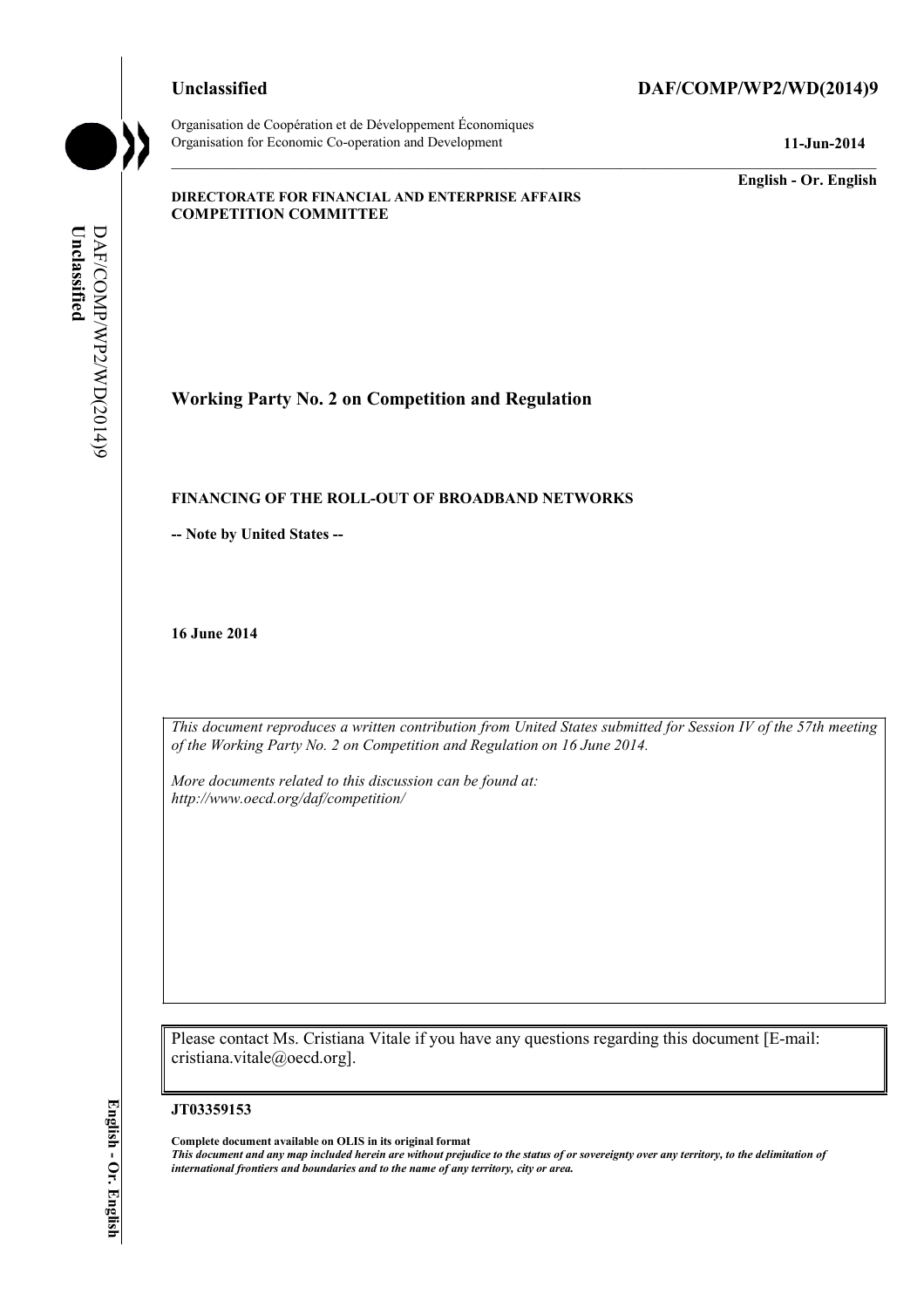**Unclassified** **DAF/COMP/WP2/WD(2014)9**

Organisation de Coopération et de Développement Économiques
Organisation for Economic Co-operation and Development **11-Jun-2014**

**English - Or. English**

**DIRECTORATE FOR FINANCIAL AND ENTERPRISE AFFAIRS**
**COMPETITION COMMITTEE**

## Working Party No. 2 on Competition and Regulation

### FINANCING OF THE ROLL-OUT OF BROADBAND NETWORKS

**-- Note by United States --**

**16 June 2014**

*This document reproduces a written contribution from United States submitted for Session IV of the 57th meeting of the Working Party No. 2 on Competition and Regulation on 16 June 2014.*

*More documents related to this discussion can be found at:*
*http://www.oecd.org/daf/competition/*

Please contact Ms. Cristiana Vitale if you have any questions regarding this document [E-mail: cristiana.vitale@oecd.org].

**JT03359153**

**Complete document available on OLIS in its original format**
***This document and any map included herein are without prejudice to the status of or sovereignty over any territory, to the delimitation of international frontiers and boundaries and to the name of any territory, city or area.***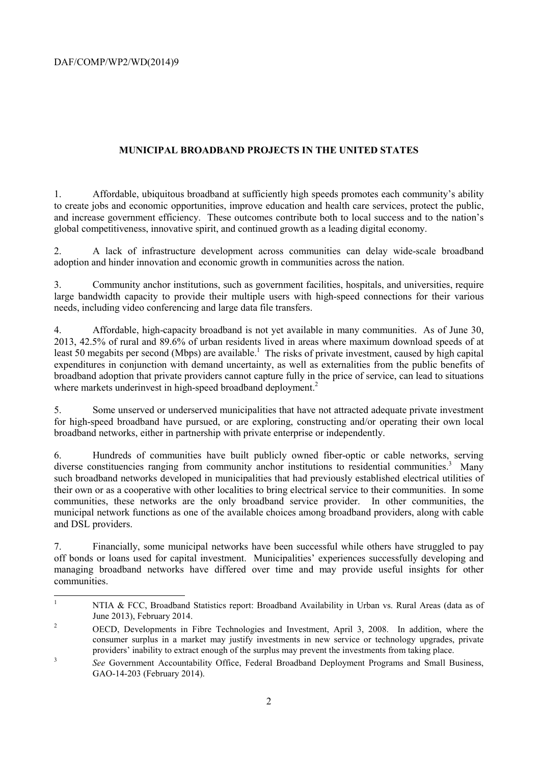## MUNICIPAL BROADBAND PROJECTS IN THE UNITED STATES

1. Affordable, ubiquitous broadband at sufficiently high speeds promotes each community's ability to create jobs and economic opportunities, improve education and health care services, protect the public, and increase government efficiency. These outcomes contribute both to local success and to the nation's global competitiveness, innovative spirit, and continued growth as a leading digital economy.

2. A lack of infrastructure development across communities can delay wide-scale broadband adoption and hinder innovation and economic growth in communities across the nation.

3. Community anchor institutions, such as government facilities, hospitals, and universities, require large bandwidth capacity to provide their multiple users with high-speed connections for their various needs, including video conferencing and large data file transfers.

4. Affordable, high-capacity broadband is not yet available in many communities. As of June 30, 2013, 42.5% of rural and 89.6% of urban residents lived in areas where maximum download speeds of at least 50 megabits per second (Mbps) are available.[1] The risks of private investment, caused by high capital expenditures in conjunction with demand uncertainty, as well as externalities from the public benefits of broadband adoption that private providers cannot capture fully in the price of service, can lead to situations where markets underinvest in high-speed broadband deployment.[2]

5. Some unserved or underserved municipalities that have not attracted adequate private investment for high-speed broadband have pursued, or are exploring, constructing and/or operating their own local broadband networks, either in partnership with private enterprise or independently.

6. Hundreds of communities have built publicly owned fiber-optic or cable networks, serving diverse constituencies ranging from community anchor institutions to residential communities.[3] Many such broadband networks developed in municipalities that had previously established electrical utilities of their own or as a cooperative with other localities to bring electrical service to their communities. In some communities, these networks are the only broadband service provider. In other communities, the municipal network functions as one of the available choices among broadband providers, along with cable and DSL providers.

7. Financially, some municipal networks have been successful while others have struggled to pay off bonds or loans used for capital investment. Municipalities' experiences successfully developing and managing broadband networks have differed over time and may provide useful insights for other communities.

---

[1] NTIA & FCC, Broadband Statistics report: Broadband Availability in Urban vs. Rural Areas (data as of June 2013), February 2014.

[2] OECD, Developments in Fibre Technologies and Investment, April 3, 2008. In addition, where the consumer surplus in a market may justify investments in new service or technology upgrades, private providers' inability to extract enough of the surplus may prevent the investments from taking place.

[3] *See* Government Accountability Office, Federal Broadband Deployment Programs and Small Business, GAO-14-203 (February 2014).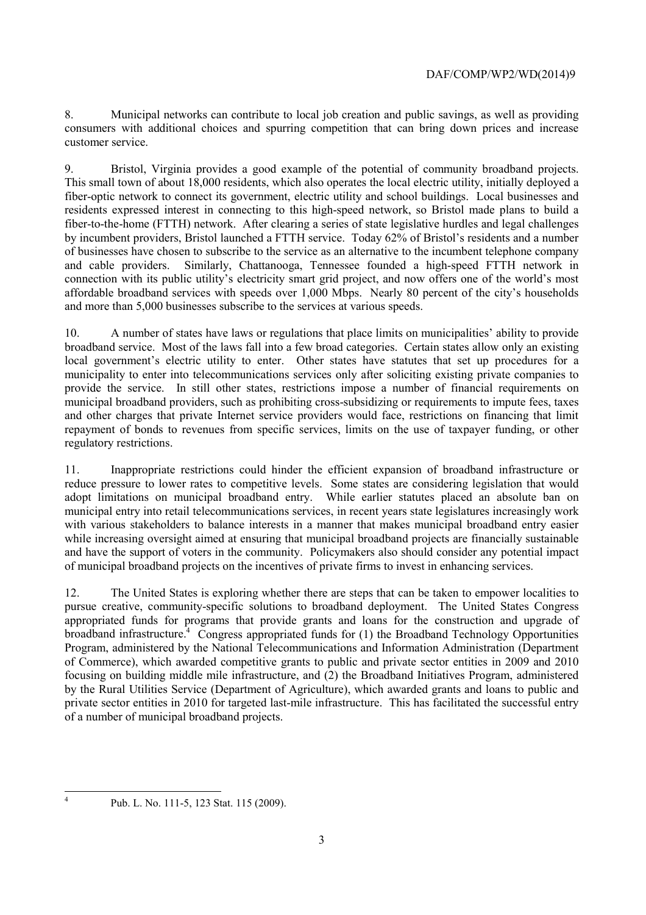8. Municipal networks can contribute to local job creation and public savings, as well as providing consumers with additional choices and spurring competition that can bring down prices and increase customer service.

9. Bristol, Virginia provides a good example of the potential of community broadband projects. This small town of about 18,000 residents, which also operates the local electric utility, initially deployed a fiber-optic network to connect its government, electric utility and school buildings. Local businesses and residents expressed interest in connecting to this high-speed network, so Bristol made plans to build a fiber-to-the-home (FTTH) network. After clearing a series of state legislative hurdles and legal challenges by incumbent providers, Bristol launched a FTTH service. Today 62% of Bristol's residents and a number of businesses have chosen to subscribe to the service as an alternative to the incumbent telephone company and cable providers. Similarly, Chattanooga, Tennessee founded a high-speed FTTH network in connection with its public utility's electricity smart grid project, and now offers one of the world's most affordable broadband services with speeds over 1,000 Mbps. Nearly 80 percent of the city's households and more than 5,000 businesses subscribe to the services at various speeds.

10. A number of states have laws or regulations that place limits on municipalities' ability to provide broadband service. Most of the laws fall into a few broad categories. Certain states allow only an existing local government's electric utility to enter. Other states have statutes that set up procedures for a municipality to enter into telecommunications services only after soliciting existing private companies to provide the service. In still other states, restrictions impose a number of financial requirements on municipal broadband providers, such as prohibiting cross-subsidizing or requirements to impute fees, taxes and other charges that private Internet service providers would face, restrictions on financing that limit repayment of bonds to revenues from specific services, limits on the use of taxpayer funding, or other regulatory restrictions.

11. Inappropriate restrictions could hinder the efficient expansion of broadband infrastructure or reduce pressure to lower rates to competitive levels. Some states are considering legislation that would adopt limitations on municipal broadband entry. While earlier statutes placed an absolute ban on municipal entry into retail telecommunications services, in recent years state legislatures increasingly work with various stakeholders to balance interests in a manner that makes municipal broadband entry easier while increasing oversight aimed at ensuring that municipal broadband projects are financially sustainable and have the support of voters in the community. Policymakers also should consider any potential impact of municipal broadband projects on the incentives of private firms to invest in enhancing services.

12. The United States is exploring whether there are steps that can be taken to empower localities to pursue creative, community-specific solutions to broadband deployment. The United States Congress appropriated funds for programs that provide grants and loans for the construction and upgrade of broadband infrastructure.[4] Congress appropriated funds for (1) the Broadband Technology Opportunities Program, administered by the National Telecommunications and Information Administration (Department of Commerce), which awarded competitive grants to public and private sector entities in 2009 and 2010 focusing on building middle mile infrastructure, and (2) the Broadband Initiatives Program, administered by the Rural Utilities Service (Department of Agriculture), which awarded grants and loans to public and private sector entities in 2010 for targeted last-mile infrastructure. This has facilitated the successful entry of a number of municipal broadband projects.

[4] Pub. L. No. 111-5, 123 Stat. 115 (2009).